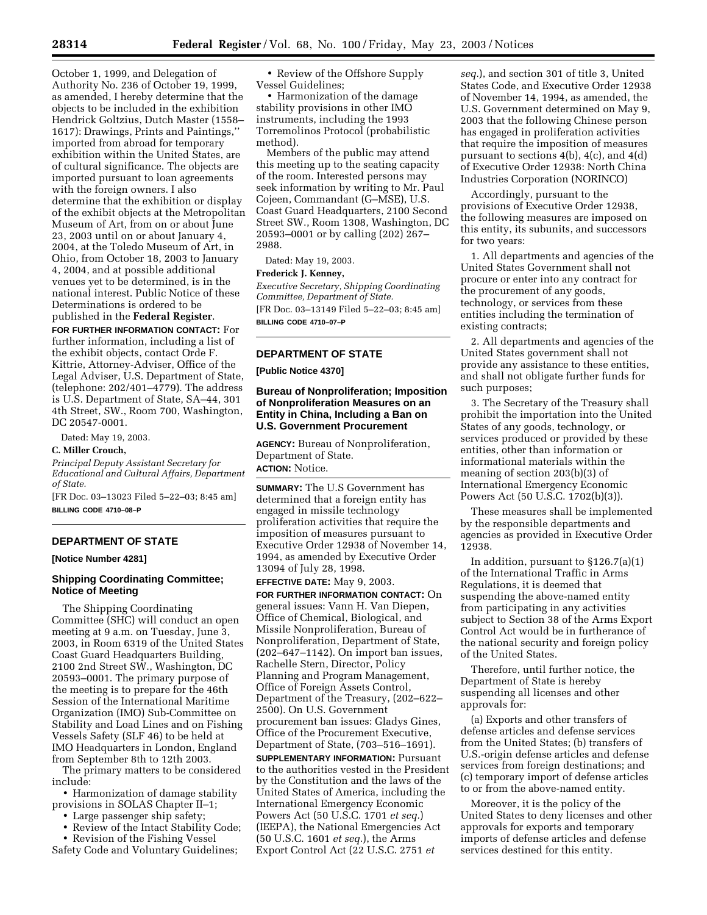October 1, 1999, and Delegation of Authority No. 236 of October 19, 1999, as amended, I hereby determine that the objects to be included in the exhibition Hendrick Goltzius, Dutch Master (1558–1617): Drawings, Prints and Paintings,'' imported from abroad for temporary exhibition within the United States, are of cultural significance. The objects are imported pursuant to loan agreements with the foreign owners. I also determine that the exhibition or display of the exhibit objects at the Metropolitan Museum of Art, from on or about June 23, 2003 until on or about January 4, 2004, at the Toledo Museum of Art, in Ohio, from October 18, 2003 to January 4, 2004, and at possible additional venues yet to be determined, is in the national interest. Public Notice of these Determinations is ordered to be published in the **Federal Register**.

**FOR FURTHER INFORMATION CONTACT:** For further information, including a list of the exhibit objects, contact Orde F. Kittrie, Attorney-Adviser, Office of the Legal Adviser, U.S. Department of State, (telephone: 202/401–4779). The address is U.S. Department of State, SA–44, 301 4th Street, SW., Room 700, Washington, DC 20547-0001.

Dated: May 19, 2003.

**C. Miller Crouch,**

*Principal Deputy Assistant Secretary for Educational and Cultural Affairs, Department of State.*

[FR Doc. 03–13023 Filed 5–22–03; 8:45 am]

**BILLING CODE 4710–08–P**

## DEPARTMENT OF STATE

**[Notice Number 4281]**

### Shipping Coordinating Committee; Notice of Meeting

The Shipping Coordinating Committee (SHC) will conduct an open meeting at 9 a.m. on Tuesday, June 3, 2003, in Room 6319 of the United States Coast Guard Headquarters Building, 2100 2nd Street SW., Washington, DC 20593–0001. The primary purpose of the meeting is to prepare for the 46th Session of the International Maritime Organization (IMO) Sub-Committee on Stability and Load Lines and on Fishing Vessels Safety (SLF 46) to be held at IMO Headquarters in London, England from September 8th to 12th 2003.

The primary matters to be considered include:

- Harmonization of damage stability provisions in SOLAS Chapter II–1;
- Large passenger ship safety;
- Review of the Intact Stability Code;
- Revision of the Fishing Vessel Safety Code and Voluntary Guidelines;
- Review of the Offshore Supply Vessel Guidelines;
- Harmonization of the damage stability provisions in other IMO instruments, including the 1993 Torremolinos Protocol (probabilistic method).

Members of the public may attend this meeting up to the seating capacity of the room. Interested persons may seek information by writing to Mr. Paul Cojeen, Commandant (G–MSE), U.S. Coast Guard Headquarters, 2100 Second Street SW., Room 1308, Washington, DC 20593–0001 or by calling (202) 267–2988.

Dated: May 19, 2003.

**Frederick J. Kenney,**

*Executive Secretary, Shipping Coordinating Committee, Department of State.*

[FR Doc. 03–13149 Filed 5–22–03; 8:45 am]

**BILLING CODE 4710–07–P**

## DEPARTMENT OF STATE

**[Public Notice 4370]**

### Bureau of Nonproliferation; Imposition of Nonproliferation Measures on an Entity in China, Including a Ban on U.S. Government Procurement

**AGENCY:** Bureau of Nonproliferation, Department of State.

**ACTION:** Notice.

**SUMMARY:** The U.S Government has determined that a foreign entity has engaged in missile technology proliferation activities that require the imposition of measures pursuant to Executive Order 12938 of November 14, 1994, as amended by Executive Order 13094 of July 28, 1998.

**EFFECTIVE DATE:** May 9, 2003.

**FOR FURTHER INFORMATION CONTACT:** On general issues: Vann H. Van Diepen, Office of Chemical, Biological, and Missile Nonproliferation, Bureau of Nonproliferation, Department of State, (202–647–1142). On import ban issues, Rachelle Stern, Director, Policy Planning and Program Management, Office of Foreign Assets Control, Department of the Treasury, (202–622–2500). On U.S. Government procurement ban issues: Gladys Gines, Office of the Procurement Executive, Department of State, (703–516–1691).

**SUPPLEMENTARY INFORMATION:** Pursuant to the authorities vested in the President by the Constitution and the laws of the United States of America, including the International Emergency Economic Powers Act (50 U.S.C. 1701 *et seq.*) (IEEPA), the National Emergencies Act (50 U.S.C. 1601 *et seq.*), the Arms Export Control Act (22 U.S.C. 2751 *et seq.*), and section 301 of title 3, United States Code, and Executive Order 12938 of November 14, 1994, as amended, the U.S. Government determined on May 9, 2003 that the following Chinese person has engaged in proliferation activities that require the imposition of measures pursuant to sections 4(b), 4(c), and 4(d) of Executive Order 12938: North China Industries Corporation (NORINCO)

Accordingly, pursuant to the provisions of Executive Order 12938, the following measures are imposed on this entity, its subunits, and successors for two years:

1. All departments and agencies of the United States Government shall not procure or enter into any contract for the procurement of any goods, technology, or services from these entities including the termination of existing contracts;

2. All departments and agencies of the United States government shall not provide any assistance to these entities, and shall not obligate further funds for such purposes;

3. The Secretary of the Treasury shall prohibit the importation into the United States of any goods, technology, or services produced or provided by these entities, other than information or informational materials within the meaning of section 203(b)(3) of International Emergency Economic Powers Act (50 U.S.C. 1702(b)(3)).

These measures shall be implemented by the responsible departments and agencies as provided in Executive Order 12938.

In addition, pursuant to §126.7(a)(1) of the International Traffic in Arms Regulations, it is deemed that suspending the above-named entity from participating in any activities subject to Section 38 of the Arms Export Control Act would be in furtherance of the national security and foreign policy of the United States.

Therefore, until further notice, the Department of State is hereby suspending all licenses and other approvals for:

(a) Exports and other transfers of defense articles and defense services from the United States; (b) transfers of U.S.-origin defense articles and defense services from foreign destinations; and (c) temporary import of defense articles to or from the above-named entity.

Moreover, it is the policy of the United States to deny licenses and other approvals for exports and temporary imports of defense articles and defense services destined for this entity.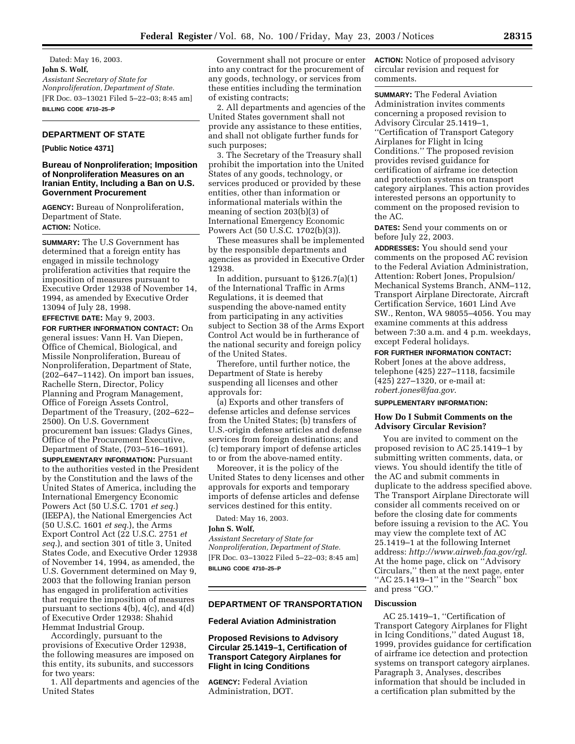Dated: May 16, 2003.

**John S. Wolf,**

*Assistant Secretary of State for Nonproliferation, Department of State.*

[FR Doc. 03–13021 Filed 5–22–03; 8:45 am]

**BILLING CODE 4710–25–P**

## DEPARTMENT OF STATE

**[Public Notice 4371]**

### Bureau of Nonproliferation; Imposition of Nonproliferation Measures on an Iranian Entity, Including a Ban on U.S. Government Procurement

**AGENCY:** Bureau of Nonproliferation, Department of State.

**ACTION:** Notice.

**SUMMARY:** The U.S Government has determined that a foreign entity has engaged in missile technology proliferation activities that require the imposition of measures pursuant to Executive Order 12938 of November 14, 1994, as amended by Executive Order 13094 of July 28, 1998.

**EFFECTIVE DATE:** May 9, 2003.

**FOR FURTHER INFORMATION CONTACT:** On general issues: Vann H. Van Diepen, Office of Chemical, Biological, and Missile Nonproliferation, Bureau of Nonproliferation, Department of State, (202–647–1142). On import ban issues, Rachelle Stern, Director, Policy Planning and Program Management, Office of Foreign Assets Control, Department of the Treasury, (202–622–2500). On U.S. Government procurement ban issues: Gladys Gines, Office of the Procurement Executive, Department of State, (703–516–1691).

**SUPPLEMENTARY INFORMATION:** Pursuant to the authorities vested in the President by the Constitution and the laws of the United States of America, including the International Emergency Economic Powers Act (50 U.S.C. 1701 *et seq.*) (IEEPA), the National Emergencies Act (50 U.S.C. 1601 *et seq.*), the Arms Export Control Act (22 U.S.C. 2751 *et seq.*), and section 301 of title 3, United States Code, and Executive Order 12938 of November 14, 1994, as amended, the U.S. Government determined on May 9, 2003 that the following Iranian person has engaged in proliferation activities that require the imposition of measures pursuant to sections 4(b), 4(c), and 4(d) of Executive Order 12938: Shahid Hemmat Industrial Group.

Accordingly, pursuant to the provisions of Executive Order 12938, the following measures are imposed on this entity, its subunits, and successors for two years:

1. All departments and agencies of the United States Government shall not procure or enter into any contract for the procurement of any goods, technology, or services from these entities including the termination of existing contracts;

2. All departments and agencies of the United States government shall not provide any assistance to these entities, and shall not obligate further funds for such purposes;

3. The Secretary of the Treasury shall prohibit the importation into the United States of any goods, technology, or services produced or provided by these entities, other than information or informational materials within the meaning of section 203(b)(3) of International Emergency Economic Powers Act (50 U.S.C. 1702(b)(3)).

These measures shall be implemented by the responsible departments and agencies as provided in Executive Order 12938.

In addition, pursuant to §126.7(a)(1) of the International Traffic in Arms Regulations, it is deemed that suspending the above-named entity from participating in any activities subject to Section 38 of the Arms Export Control Act would be in furtherance of the national security and foreign policy of the United States.

Therefore, until further notice, the Department of State is hereby suspending all licenses and other approvals for:

(a) Exports and other transfers of defense articles and defense services from the United States; (b) transfers of U.S.-origin defense articles and defense services from foreign destinations; and (c) temporary import of defense articles to or from the above-named entity.

Moreover, it is the policy of the United States to deny licenses and other approvals for exports and temporary imports of defense articles and defense services destined for this entity.

Dated: May 16, 2003.

**John S. Wolf,**

*Assistant Secretary of State for Nonproliferation, Department of State.*

[FR Doc. 03–13022 Filed 5–22–03; 8:45 am]

**BILLING CODE 4710–25–P**

## DEPARTMENT OF TRANSPORTATION

### Federal Aviation Administration

### Proposed Revisions to Advisory Circular 25.1419–1, Certification of Transport Category Airplanes for Flight in Icing Conditions

**AGENCY:** Federal Aviation Administration, DOT.

**ACTION:** Notice of proposed advisory circular revision and request for comments.

**SUMMARY:** The Federal Aviation Administration invites comments concerning a proposed revision to Advisory Circular 25.1419–1, ''Certification of Transport Category Airplanes for Flight in Icing Conditions.'' The proposed revision provides revised guidance for certification of airframe ice detection and protection systems on transport category airplanes. This action provides interested persons an opportunity to comment on the proposed revision to the AC.

**DATES:** Send your comments on or before July 22, 2003.

**ADDRESSES:** You should send your comments on the proposed AC revision to the Federal Aviation Administration, Attention: Robert Jones, Propulsion/Mechanical Systems Branch, ANM–112, Transport Airplane Directorate, Aircraft Certification Service, 1601 Lind Ave SW., Renton, WA 98055–4056. You may examine comments at this address between 7:30 a.m. and 4 p.m. weekdays, except Federal holidays.

**FOR FURTHER INFORMATION CONTACT:** Robert Jones at the above address, telephone (425) 227–1118, facsimile (425) 227–1320, or e-mail at: *robert.jones@faa.gov*.

**SUPPLEMENTARY INFORMATION:**

#### How Do I Submit Comments on the Advisory Circular Revision?

You are invited to comment on the proposed revision to AC 25.1419–1 by submitting written comments, data, or views. You should identify the title of the AC and submit comments in duplicate to the address specified above. The Transport Airplane Directorate will consider all comments received on or before the closing date for comments before issuing a revision to the AC. You may view the complete text of AC 25.1419–1 at the following Internet address: *http://www.airweb.faa.gov/rgl*. At the home page, click on ''Advisory Circulars,'' then at the next page, enter ''AC 25.1419–1'' in the ''Search'' box and press ''GO.''

#### Discussion

AC 25.1419–1, ''Certification of Transport Category Airplanes for Flight in Icing Conditions,'' dated August 18, 1999, provides guidance for certification of airframe ice detection and protection systems on transport category airplanes. Paragraph 3, Analyses, describes information that should be included in a certification plan submitted by the